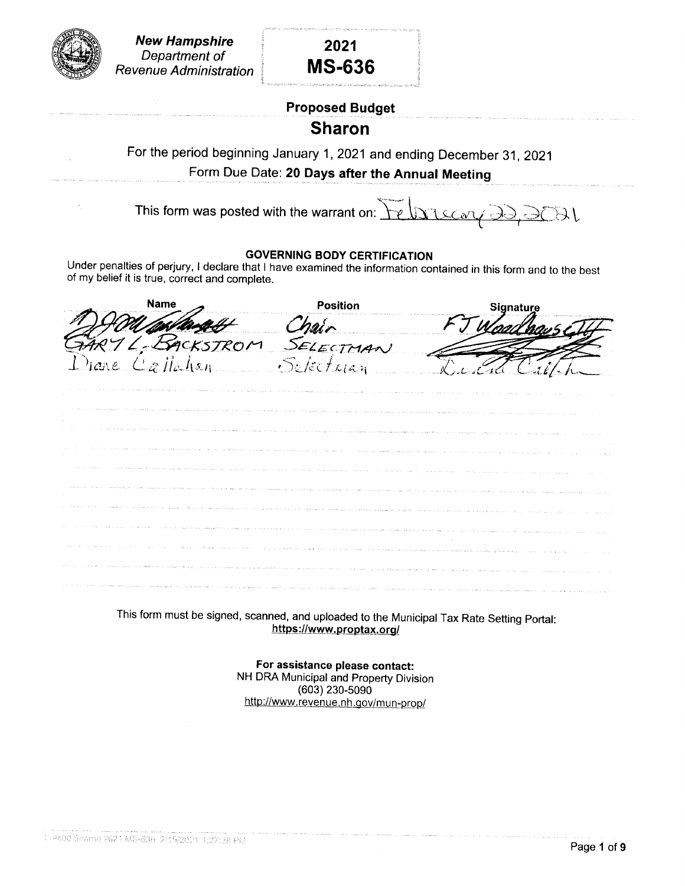**New Hampshire**
*Department of*
*Revenue Administration*

**2021**
**MS-636**

### Proposed Budget

## Sharon

For the period beginning January 1, 2021 and ending December 31, 2021

Form Due Date: **20 Days after the Annual Meeting**

This form was posted with the warrant on: February 22, 2021

**GOVERNING BODY CERTIFICATION**

Under penalties of perjury, I declare that I have examined the information contained in this form and to the best of my belief it is true, correct and complete.

| Name | Position | Signature |
|---|---|---|
| FJ Woodhouse III | Chair | FJ Woodhouse III |
| GARY L. BACKSTROM | SELECTMAN | |
| Diane Callahan | Selectman | Diane Callahan |

This form must be signed, scanned, and uploaded to the Municipal Tax Rate Setting Portal:
**https://www.proptax.org/**

**For assistance please contact:**
NH DRA Municipal and Property Division
(603) 230-5090
http://www.revenue.nh.gov/mun-prop/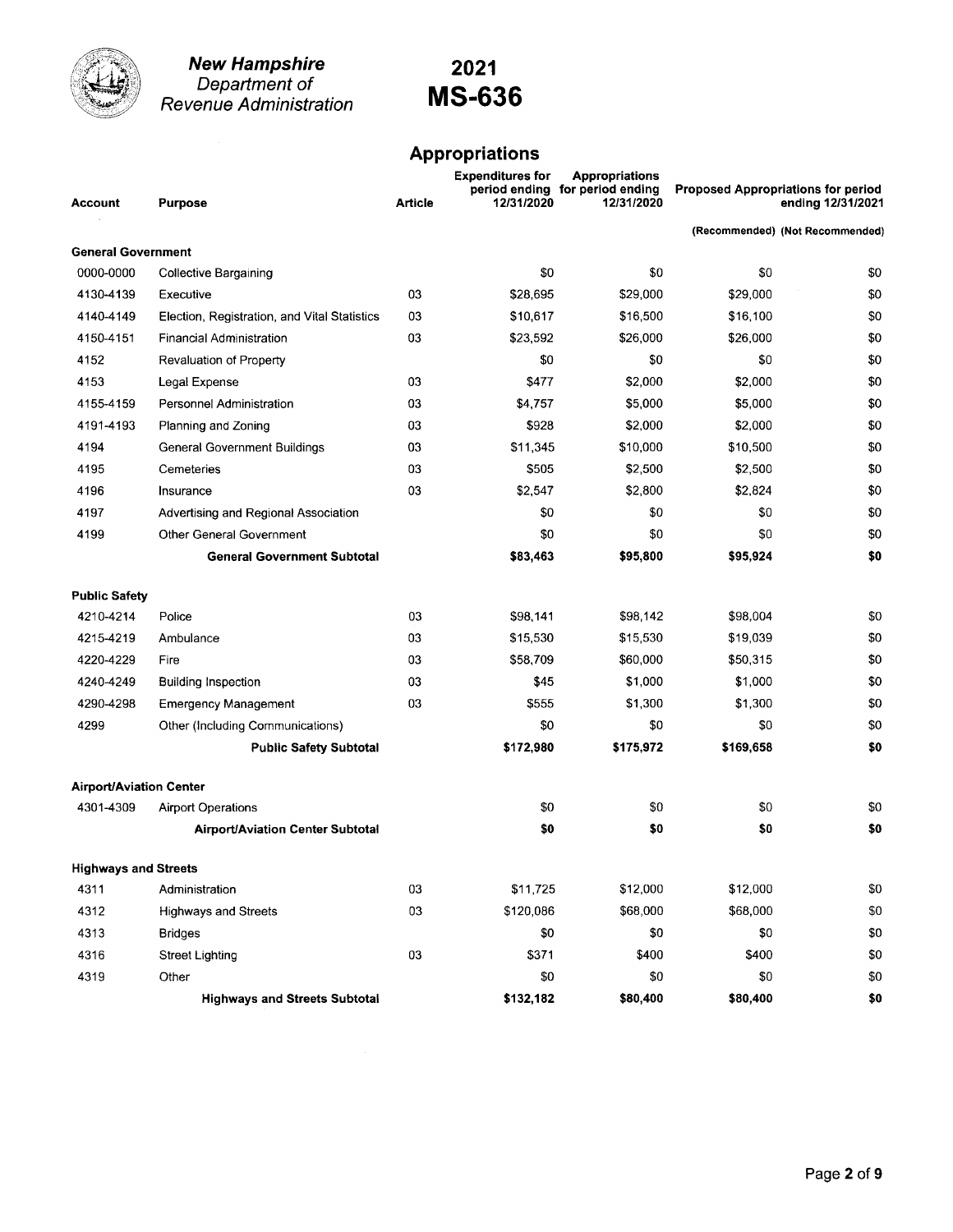**New Hampshire**
*Department of*
*Revenue Administration*

# 2021
# MS-636

## Appropriations

| Account | Purpose | Article | Expenditures for period ending 12/31/2020 | Appropriations for period ending 12/31/2020 | Proposed Appropriations for period ending 12/31/2021 (Recommended) | (Not Recommended) |
|---|---|---|---|---|---|---|
| **General Government** | | | | | | |
| 0000-0000 | Collective Bargaining | | $0 | $0 | $0 | $0 |
| 4130-4139 | Executive | 03 | $28,695 | $29,000 | $29,000 | $0 |
| 4140-4149 | Election, Registration, and Vital Statistics | 03 | $10,617 | $16,500 | $16,100 | $0 |
| 4150-4151 | Financial Administration | 03 | $23,592 | $26,000 | $26,000 | $0 |
| 4152 | Revaluation of Property | | $0 | $0 | $0 | $0 |
| 4153 | Legal Expense | 03 | $477 | $2,000 | $2,000 | $0 |
| 4155-4159 | Personnel Administration | 03 | $4,757 | $5,000 | $5,000 | $0 |
| 4191-4193 | Planning and Zoning | 03 | $928 | $2,000 | $2,000 | $0 |
| 4194 | General Government Buildings | 03 | $11,345 | $10,000 | $10,500 | $0 |
| 4195 | Cemeteries | 03 | $505 | $2,500 | $2,500 | $0 |
| 4196 | Insurance | 03 | $2,547 | $2,800 | $2,824 | $0 |
| 4197 | Advertising and Regional Association | | $0 | $0 | $0 | $0 |
| 4199 | Other General Government | | $0 | $0 | $0 | $0 |
| | **General Government Subtotal** | | **$83,463** | **$95,800** | **$95,924** | **$0** |
| **Public Safety** | | | | | | |
| 4210-4214 | Police | 03 | $98,141 | $98,142 | $98,004 | $0 |
| 4215-4219 | Ambulance | 03 | $15,530 | $15,530 | $19,039 | $0 |
| 4220-4229 | Fire | 03 | $58,709 | $60,000 | $50,315 | $0 |
| 4240-4249 | Building Inspection | 03 | $45 | $1,000 | $1,000 | $0 |
| 4290-4298 | Emergency Management | 03 | $555 | $1,300 | $1,300 | $0 |
| 4299 | Other (Including Communications) | | $0 | $0 | $0 | $0 |
| | **Public Safety Subtotal** | | **$172,980** | **$175,972** | **$169,658** | **$0** |
| **Airport/Aviation Center** | | | | | | |
| 4301-4309 | Airport Operations | | $0 | $0 | $0 | $0 |
| | **Airport/Aviation Center Subtotal** | | **$0** | **$0** | **$0** | **$0** |
| **Highways and Streets** | | | | | | |
| 4311 | Administration | 03 | $11,725 | $12,000 | $12,000 | $0 |
| 4312 | Highways and Streets | 03 | $120,086 | $68,000 | $68,000 | $0 |
| 4313 | Bridges | | $0 | $0 | $0 | $0 |
| 4316 | Street Lighting | 03 | $371 | $400 | $400 | $0 |
| 4319 | Other | | $0 | $0 | $0 | $0 |
| | **Highways and Streets Subtotal** | | **$132,182** | **$80,400** | **$80,400** | **$0** |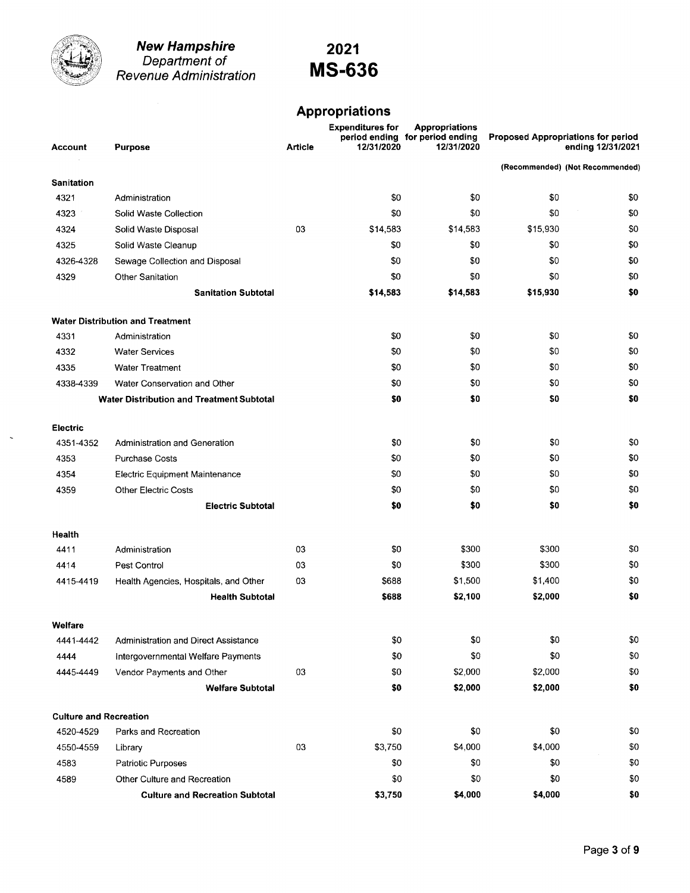**New Hampshire**
*Department of Revenue Administration*

# 2021
# MS-636

## Appropriations

| Account | Purpose | Article | Expenditures for period ending 12/31/2020 | Appropriations for period ending 12/31/2020 | Proposed Appropriations for period ending 12/31/2021 (Recommended) | Proposed Appropriations for period ending 12/31/2021 (Not Recommended) |
|---|---|---|---|---|---|---|
| **Sanitation** | | | | | | |
| 4321 | Administration | | $0 | $0 | $0 | $0 |
| 4323 | Solid Waste Collection | | $0 | $0 | $0 | $0 |
| 4324 | Solid Waste Disposal | 03 | $14,583 | $14,583 | $15,930 | $0 |
| 4325 | Solid Waste Cleanup | | $0 | $0 | $0 | $0 |
| 4326-4328 | Sewage Collection and Disposal | | $0 | $0 | $0 | $0 |
| 4329 | Other Sanitation | | $0 | $0 | $0 | $0 |
| | **Sanitation Subtotal** | | **$14,583** | **$14,583** | **$15,930** | **$0** |
| **Water Distribution and Treatment** | | | | | | |
| 4331 | Administration | | $0 | $0 | $0 | $0 |
| 4332 | Water Services | | $0 | $0 | $0 | $0 |
| 4335 | Water Treatment | | $0 | $0 | $0 | $0 |
| 4338-4339 | Water Conservation and Other | | $0 | $0 | $0 | $0 |
| | **Water Distribution and Treatment Subtotal** | | **$0** | **$0** | **$0** | **$0** |
| **Electric** | | | | | | |
| 4351-4352 | Administration and Generation | | $0 | $0 | $0 | $0 |
| 4353 | Purchase Costs | | $0 | $0 | $0 | $0 |
| 4354 | Electric Equipment Maintenance | | $0 | $0 | $0 | $0 |
| 4359 | Other Electric Costs | | $0 | $0 | $0 | $0 |
| | **Electric Subtotal** | | **$0** | **$0** | **$0** | **$0** |
| **Health** | | | | | | |
| 4411 | Administration | 03 | $0 | $300 | $300 | $0 |
| 4414 | Pest Control | 03 | $0 | $300 | $300 | $0 |
| 4415-4419 | Health Agencies, Hospitals, and Other | 03 | $688 | $1,500 | $1,400 | $0 |
| | **Health Subtotal** | | **$688** | **$2,100** | **$2,000** | **$0** |
| **Welfare** | | | | | | |
| 4441-4442 | Administration and Direct Assistance | | $0 | $0 | $0 | $0 |
| 4444 | Intergovernmental Welfare Payments | | $0 | $0 | $0 | $0 |
| 4445-4449 | Vendor Payments and Other | 03 | $0 | $2,000 | $2,000 | $0 |
| | **Welfare Subtotal** | | **$0** | **$2,000** | **$2,000** | **$0** |
| **Culture and Recreation** | | | | | | |
| 4520-4529 | Parks and Recreation | | $0 | $0 | $0 | $0 |
| 4550-4559 | Library | 03 | $3,750 | $4,000 | $4,000 | $0 |
| 4583 | Patriotic Purposes | | $0 | $0 | $0 | $0 |
| 4589 | Other Culture and Recreation | | $0 | $0 | $0 | $0 |
| | **Culture and Recreation Subtotal** | | **$3,750** | **$4,000** | **$4,000** | **$0** |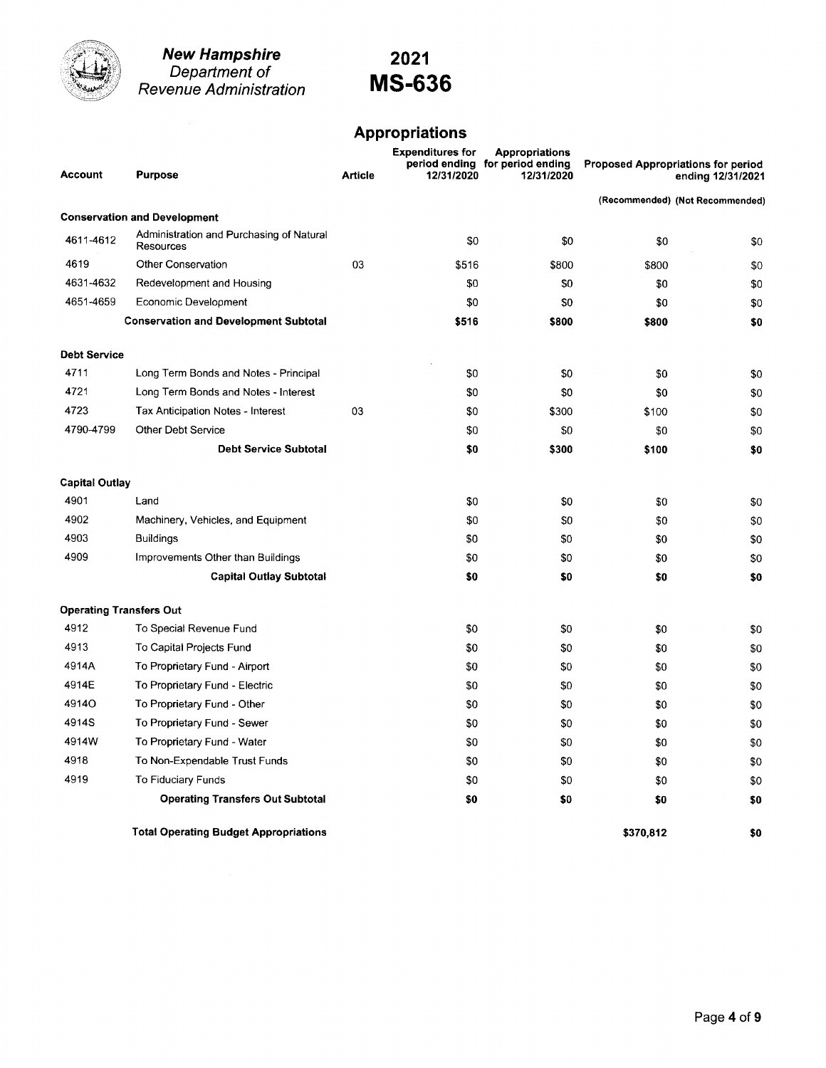**New Hampshire** *Department of Revenue Administration*

**2021 MS-636**

## Appropriations

| Account | Purpose | Article | Expenditures for period ending 12/31/2020 | Appropriations for period ending 12/31/2020 | Proposed Appropriations for period ending 12/31/2021 (Recommended) | (Not Recommended) |
|---|---|---|---|---|---|---|
| **Conservation and Development** | | | | | | |
| 4611-4612 | Administration and Purchasing of Natural Resources | | $0 | $0 | $0 | $0 |
| 4619 | Other Conservation | 03 | $516 | $800 | $800 | $0 |
| 4631-4632 | Redevelopment and Housing | | $0 | $0 | $0 | $0 |
| 4651-4659 | Economic Development | | $0 | $0 | $0 | $0 |
| | **Conservation and Development Subtotal** | | **$516** | **$800** | **$800** | **$0** |
| **Debt Service** | | | | | | |
| 4711 | Long Term Bonds and Notes - Principal | | $0 | $0 | $0 | $0 |
| 4721 | Long Term Bonds and Notes - Interest | | $0 | $0 | $0 | $0 |
| 4723 | Tax Anticipation Notes - Interest | 03 | $0 | $300 | $100 | $0 |
| 4790-4799 | Other Debt Service | | $0 | $0 | $0 | $0 |
| | **Debt Service Subtotal** | | **$0** | **$300** | **$100** | **$0** |
| **Capital Outlay** | | | | | | |
| 4901 | Land | | $0 | $0 | $0 | $0 |
| 4902 | Machinery, Vehicles, and Equipment | | $0 | $0 | $0 | $0 |
| 4903 | Buildings | | $0 | $0 | $0 | $0 |
| 4909 | Improvements Other than Buildings | | $0 | $0 | $0 | $0 |
| | **Capital Outlay Subtotal** | | **$0** | **$0** | **$0** | **$0** |
| **Operating Transfers Out** | | | | | | |
| 4912 | To Special Revenue Fund | | $0 | $0 | $0 | $0 |
| 4913 | To Capital Projects Fund | | $0 | $0 | $0 | $0 |
| 4914A | To Proprietary Fund - Airport | | $0 | $0 | $0 | $0 |
| 4914E | To Proprietary Fund - Electric | | $0 | $0 | $0 | $0 |
| 4914O | To Proprietary Fund - Other | | $0 | $0 | $0 | $0 |
| 4914S | To Proprietary Fund - Sewer | | $0 | $0 | $0 | $0 |
| 4914W | To Proprietary Fund - Water | | $0 | $0 | $0 | $0 |
| 4918 | To Non-Expendable Trust Funds | | $0 | $0 | $0 | $0 |
| 4919 | To Fiduciary Funds | | $0 | $0 | $0 | $0 |
| | **Operating Transfers Out Subtotal** | | **$0** | **$0** | **$0** | **$0** |
| | **Total Operating Budget Appropriations** | | | | **$370,812** | **$0** |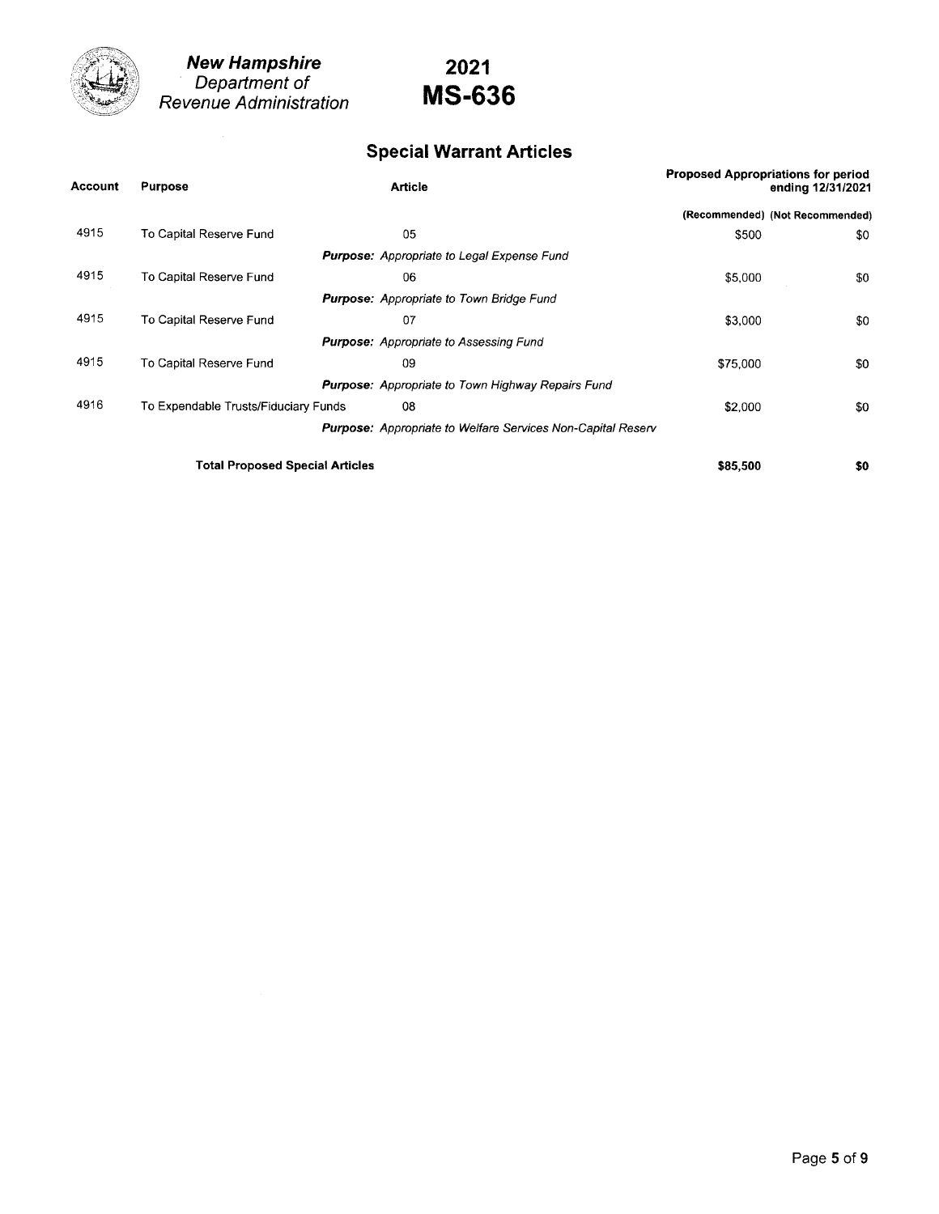**New Hampshire**
*Department of*
*Revenue Administration*

# 2021
# MS-636

## Special Warrant Articles

| Account | Purpose | Article | Proposed Appropriations for period ending 12/31/2021 (Recommended) | Proposed Appropriations for period ending 12/31/2021 (Not Recommended) |
|---|---|---|---|---|
| 4915 | To Capital Reserve Fund | 05 | $500 | $0 |
| | | ***Purpose:*** *Appropriate to Legal Expense Fund* | | |
| 4915 | To Capital Reserve Fund | 06 | $5,000 | $0 |
| | | ***Purpose:*** *Appropriate to Town Bridge Fund* | | |
| 4915 | To Capital Reserve Fund | 07 | $3,000 | $0 |
| | | ***Purpose:*** *Appropriate to Assessing Fund* | | |
| 4915 | To Capital Reserve Fund | 09 | $75,000 | $0 |
| | | ***Purpose:*** *Appropriate to Town Highway Repairs Fund* | | |
| 4916 | To Expendable Trusts/Fiduciary Funds | 08 | $2,000 | $0 |
| | | ***Purpose:*** *Appropriate to Welfare Services Non-Capital Reserv* | | |
| | **Total Proposed Special Articles** | | **$85,500** | **$0** |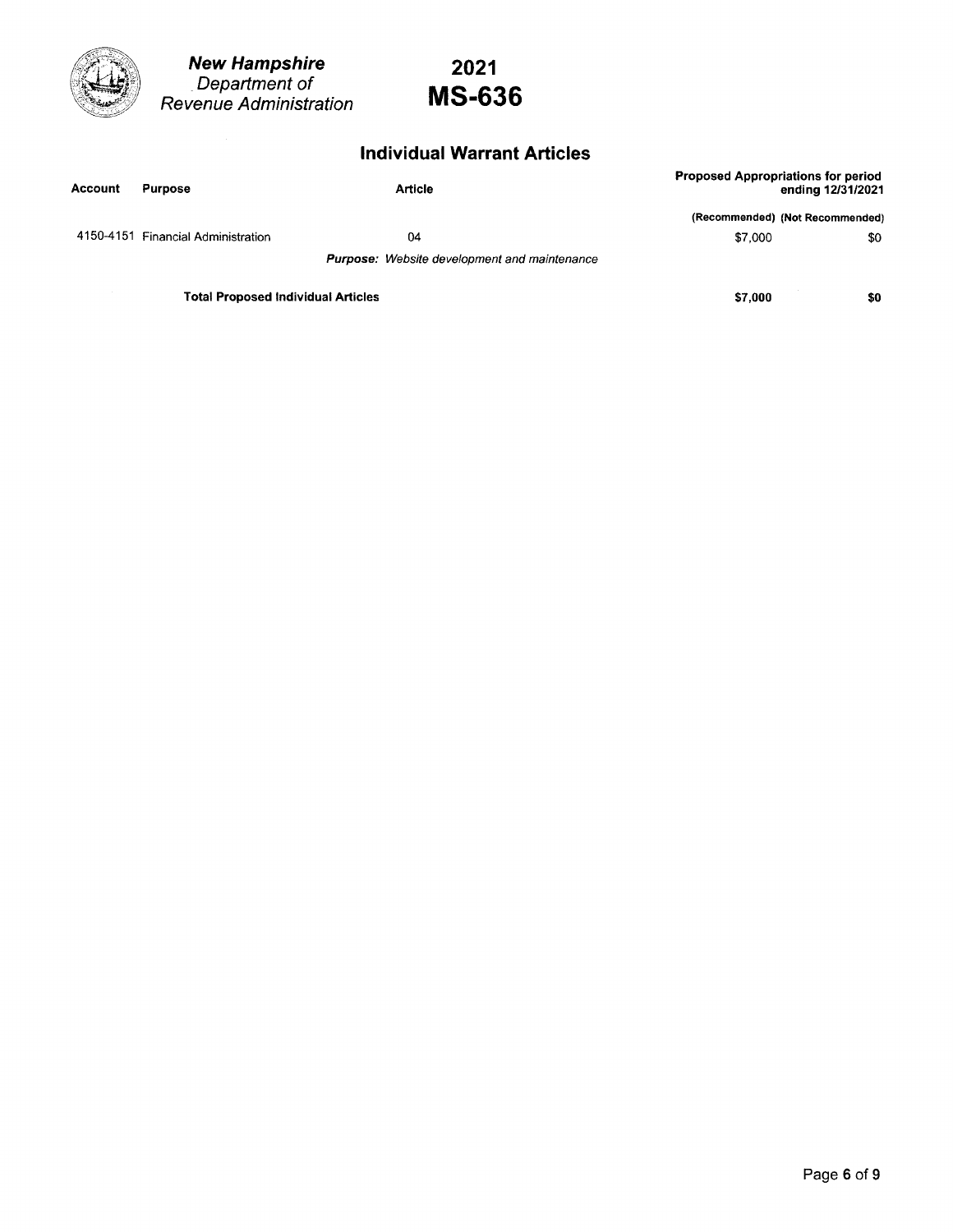**New Hampshire**
*Department of Revenue Administration*

# 2021 MS-636

## Individual Warrant Articles

| Account | Purpose | Article | Proposed Appropriations for period ending 12/31/2021 (Recommended) | (Not Recommended) |
|---|---|---|---|---|
| 4150-4151 | Financial Administration | 04 | $7,000 | $0 |
| | | ***Purpose:*** *Website development and maintenance* | | |
| | **Total Proposed Individual Articles** | | **$7,000** | **$0** |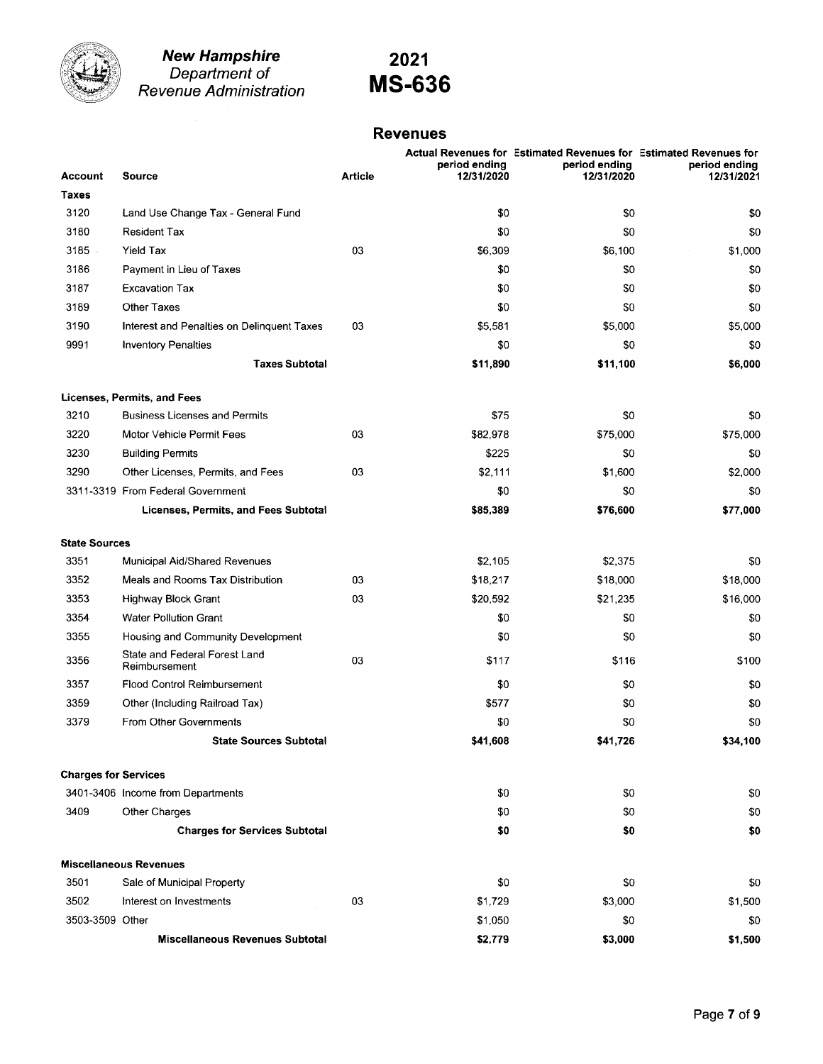**New Hampshire**
*Department of*
*Revenue Administration*

# 2021
# MS-636

## Revenues

| Account | Source | Article | Actual Revenues for period ending 12/31/2020 | Estimated Revenues for period ending 12/31/2020 | Estimated Revenues for period ending 12/31/2021 |
|---|---|---|---|---|---|
| **Taxes** | | | | | |
| 3120 | Land Use Change Tax - General Fund | | $0 | $0 | $0 |
| 3180 | Resident Tax | | $0 | $0 | $0 |
| 3185 | Yield Tax | 03 | $6,309 | $6,100 | $1,000 |
| 3186 | Payment in Lieu of Taxes | | $0 | $0 | $0 |
| 3187 | Excavation Tax | | $0 | $0 | $0 |
| 3189 | Other Taxes | | $0 | $0 | $0 |
| 3190 | Interest and Penalties on Delinquent Taxes | 03 | $5,581 | $5,000 | $5,000 |
| 9991 | Inventory Penalties | | $0 | $0 | $0 |
| | **Taxes Subtotal** | | **$11,890** | **$11,100** | **$6,000** |
| **Licenses, Permits, and Fees** | | | | | |
| 3210 | Business Licenses and Permits | | $75 | $0 | $0 |
| 3220 | Motor Vehicle Permit Fees | 03 | $82,978 | $75,000 | $75,000 |
| 3230 | Building Permits | | $225 | $0 | $0 |
| 3290 | Other Licenses, Permits, and Fees | 03 | $2,111 | $1,600 | $2,000 |
| 3311-3319 | From Federal Government | | $0 | $0 | $0 |
| | **Licenses, Permits, and Fees Subtotal** | | **$85,389** | **$76,600** | **$77,000** |
| **State Sources** | | | | | |
| 3351 | Municipal Aid/Shared Revenues | | $2,105 | $2,375 | $0 |
| 3352 | Meals and Rooms Tax Distribution | 03 | $18,217 | $18,000 | $18,000 |
| 3353 | Highway Block Grant | 03 | $20,592 | $21,235 | $16,000 |
| 3354 | Water Pollution Grant | | $0 | $0 | $0 |
| 3355 | Housing and Community Development | | $0 | $0 | $0 |
| 3356 | State and Federal Forest Land Reimbursement | 03 | $117 | $116 | $100 |
| 3357 | Flood Control Reimbursement | | $0 | $0 | $0 |
| 3359 | Other (Including Railroad Tax) | | $577 | $0 | $0 |
| 3379 | From Other Governments | | $0 | $0 | $0 |
| | **State Sources Subtotal** | | **$41,608** | **$41,726** | **$34,100** |
| **Charges for Services** | | | | | |
| 3401-3406 | Income from Departments | | $0 | $0 | $0 |
| 3409 | Other Charges | | $0 | $0 | $0 |
| | **Charges for Services Subtotal** | | **$0** | **$0** | **$0** |
| **Miscellaneous Revenues** | | | | | |
| 3501 | Sale of Municipal Property | | $0 | $0 | $0 |
| 3502 | Interest on Investments | 03 | $1,729 | $3,000 | $1,500 |
| 3503-3509 | Other | | $1,050 | $0 | $0 |
| | **Miscellaneous Revenues Subtotal** | | **$2,779** | **$3,000** | **$1,500** |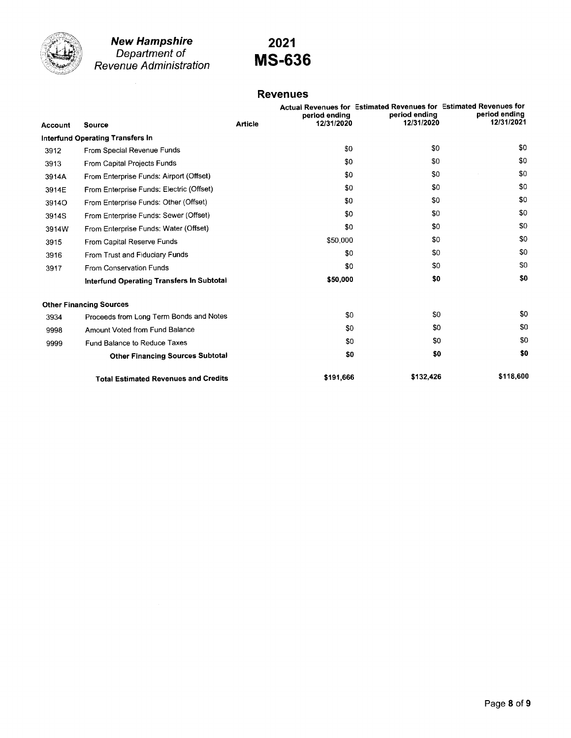# New Hampshire Department of Revenue Administration

# 2021 MS-636

## Revenues

| Account | Source | Article | Actual Revenues for period ending 12/31/2020 | Estimated Revenues for period ending 12/31/2020 | Estimated Revenues for period ending 12/31/2021 |
|---|---|---|---|---|---|
| **Interfund Operating Transfers In** | | | | | |
| 3912 | From Special Revenue Funds | | $0 | $0 | $0 |
| 3913 | From Capital Projects Funds | | $0 | $0 | $0 |
| 3914A | From Enterprise Funds: Airport (Offset) | | $0 | $0 | $0 |
| 3914E | From Enterprise Funds: Electric (Offset) | | $0 | $0 | $0 |
| 3914O | From Enterprise Funds: Other (Offset) | | $0 | $0 | $0 |
| 3914S | From Enterprise Funds: Sewer (Offset) | | $0 | $0 | $0 |
| 3914W | From Enterprise Funds: Water (Offset) | | $0 | $0 | $0 |
| 3915 | From Capital Reserve Funds | | $50,000 | $0 | $0 |
| 3916 | From Trust and Fiduciary Funds | | $0 | $0 | $0 |
| 3917 | From Conservation Funds | | $0 | $0 | $0 |
| | **Interfund Operating Transfers In Subtotal** | | **$50,000** | **$0** | **$0** |
| **Other Financing Sources** | | | | | |
| 3934 | Proceeds from Long Term Bonds and Notes | | $0 | $0 | $0 |
| 9998 | Amount Voted from Fund Balance | | $0 | $0 | $0 |
| 9999 | Fund Balance to Reduce Taxes | | $0 | $0 | $0 |
| | **Other Financing Sources Subtotal** | | **$0** | **$0** | **$0** |
| | **Total Estimated Revenues and Credits** | | **$191,666** | **$132,426** | **$118,600** |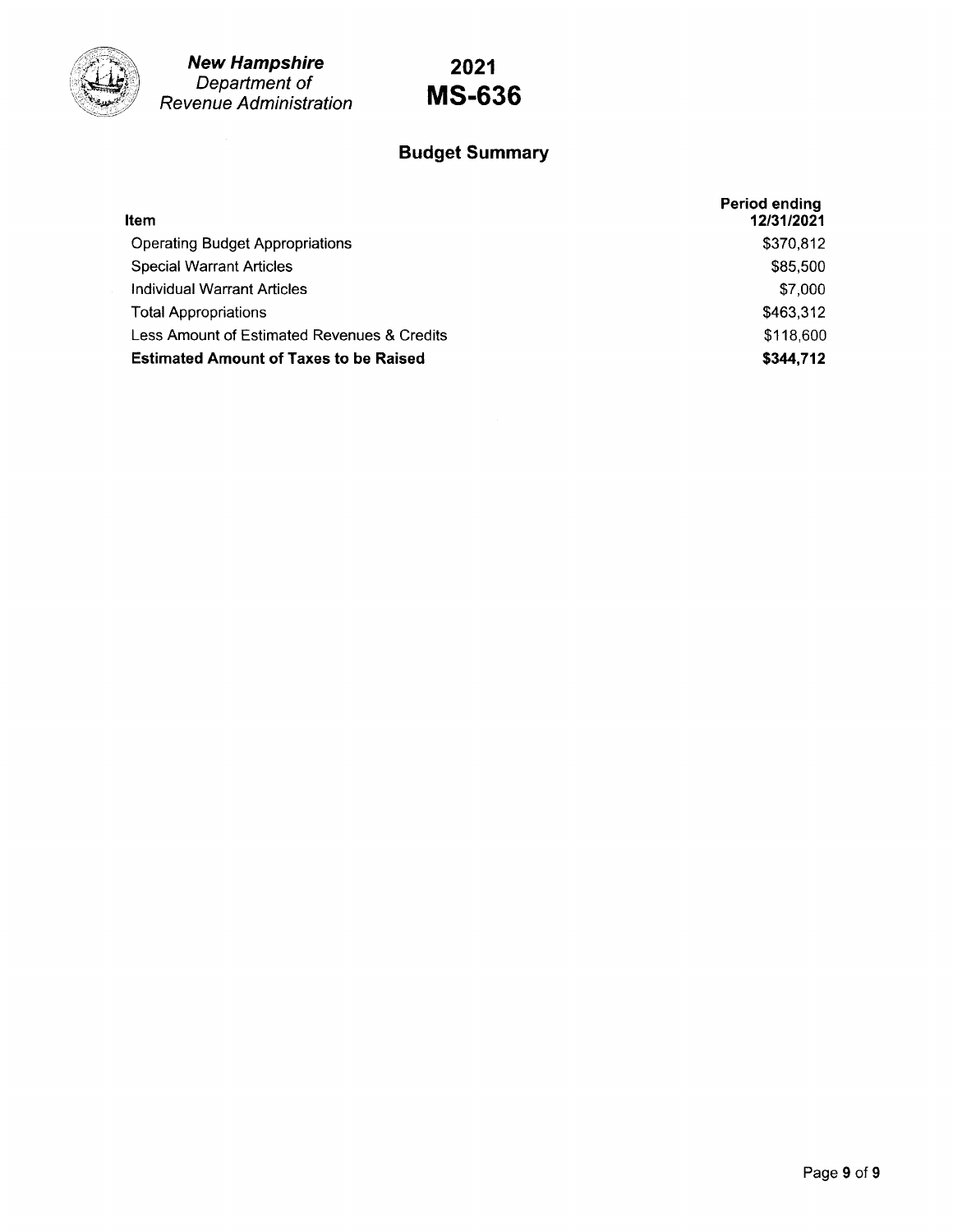**New Hampshire**
*Department of Revenue Administration*

# 2021 MS-636

## Budget Summary

| Item | Period ending 12/31/2021 |
|---|---|
| Operating Budget Appropriations | $370,812 |
| Special Warrant Articles | $85,500 |
| Individual Warrant Articles | $7,000 |
| Total Appropriations | $463,312 |
| Less Amount of Estimated Revenues & Credits | $118,600 |
| **Estimated Amount of Taxes to be Raised** | **$344,712** |